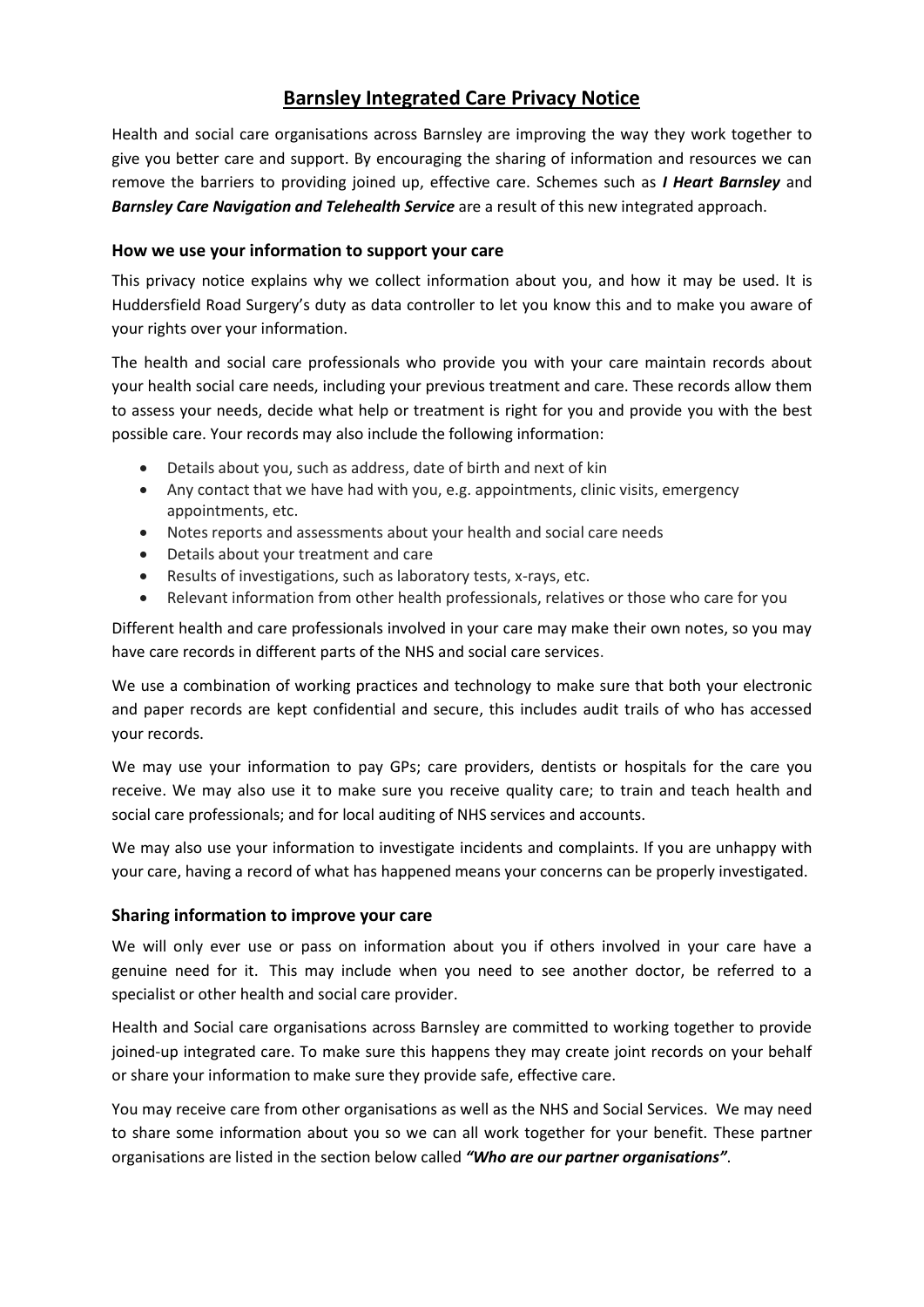# Barnsley Integrated Care Privacy Notice

Health and social care organisations across Barnsley are improving the way they work together to give you better care and support. By encouraging the sharing of information and resources we can remove the barriers to providing joined up, effective care. Schemes such as ***I Heart Barnsley*** and ***Barnsley Care Navigation and Telehealth Service*** are a result of this new integrated approach.

## How we use your information to support your care

This privacy notice explains why we collect information about you, and how it may be used. It is Huddersfield Road Surgery's duty as data controller to let you know this and to make you aware of your rights over your information.

The health and social care professionals who provide you with your care maintain records about your health social care needs, including your previous treatment and care. These records allow them to assess your needs, decide what help or treatment is right for you and provide you with the best possible care. Your records may also include the following information:

- Details about you, such as address, date of birth and next of kin
- Any contact that we have had with you, e.g. appointments, clinic visits, emergency appointments, etc.
- Notes reports and assessments about your health and social care needs
- Details about your treatment and care
- Results of investigations, such as laboratory tests, x-rays, etc.
- Relevant information from other health professionals, relatives or those who care for you

Different health and care professionals involved in your care may make their own notes, so you may have care records in different parts of the NHS and social care services.

We use a combination of working practices and technology to make sure that both your electronic and paper records are kept confidential and secure, this includes audit trails of who has accessed your records.

We may use your information to pay GPs; care providers, dentists or hospitals for the care you receive. We may also use it to make sure you receive quality care; to train and teach health and social care professionals; and for local auditing of NHS services and accounts.

We may also use your information to investigate incidents and complaints. If you are unhappy with your care, having a record of what has happened means your concerns can be properly investigated.

## Sharing information to improve your care

We will only ever use or pass on information about you if others involved in your care have a genuine need for it. This may include when you need to see another doctor, be referred to a specialist or other health and social care provider.

Health and Social care organisations across Barnsley are committed to working together to provide joined-up integrated care. To make sure this happens they may create joint records on your behalf or share your information to make sure they provide safe, effective care.

You may receive care from other organisations as well as the NHS and Social Services. We may need to share some information about you so we can all work together for your benefit. These partner organisations are listed in the section below called ***"Who are our partner organisations"***.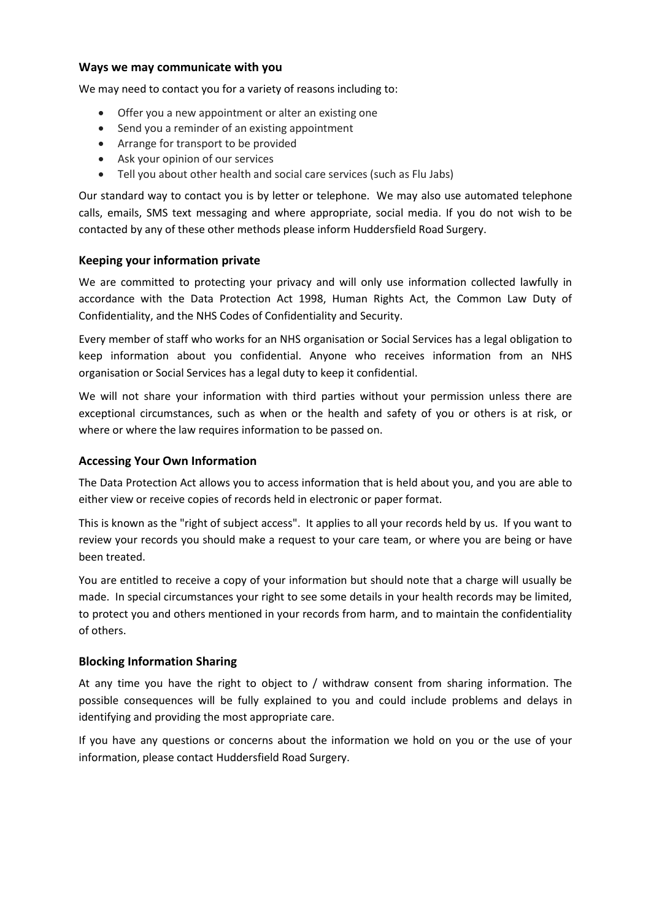### Ways we may communicate with you

We may need to contact you for a variety of reasons including to:

- Offer you a new appointment or alter an existing one
- Send you a reminder of an existing appointment
- Arrange for transport to be provided
- Ask your opinion of our services
- Tell you about other health and social care services (such as Flu Jabs)

Our standard way to contact you is by letter or telephone. We may also use automated telephone calls, emails, SMS text messaging and where appropriate, social media. If you do not wish to be contacted by any of these other methods please inform Huddersfield Road Surgery.

### Keeping your information private

We are committed to protecting your privacy and will only use information collected lawfully in accordance with the Data Protection Act 1998, Human Rights Act, the Common Law Duty of Confidentiality, and the NHS Codes of Confidentiality and Security.

Every member of staff who works for an NHS organisation or Social Services has a legal obligation to keep information about you confidential. Anyone who receives information from an NHS organisation or Social Services has a legal duty to keep it confidential.

We will not share your information with third parties without your permission unless there are exceptional circumstances, such as when or the health and safety of you or others is at risk, or where or where the law requires information to be passed on.

### Accessing Your Own Information

The Data Protection Act allows you to access information that is held about you, and you are able to either view or receive copies of records held in electronic or paper format.

This is known as the "right of subject access". It applies to all your records held by us. If you want to review your records you should make a request to your care team, or where you are being or have been treated.

You are entitled to receive a copy of your information but should note that a charge will usually be made. In special circumstances your right to see some details in your health records may be limited, to protect you and others mentioned in your records from harm, and to maintain the confidentiality of others.

### Blocking Information Sharing

At any time you have the right to object to / withdraw consent from sharing information. The possible consequences will be fully explained to you and could include problems and delays in identifying and providing the most appropriate care.

If you have any questions or concerns about the information we hold on you or the use of your information, please contact Huddersfield Road Surgery.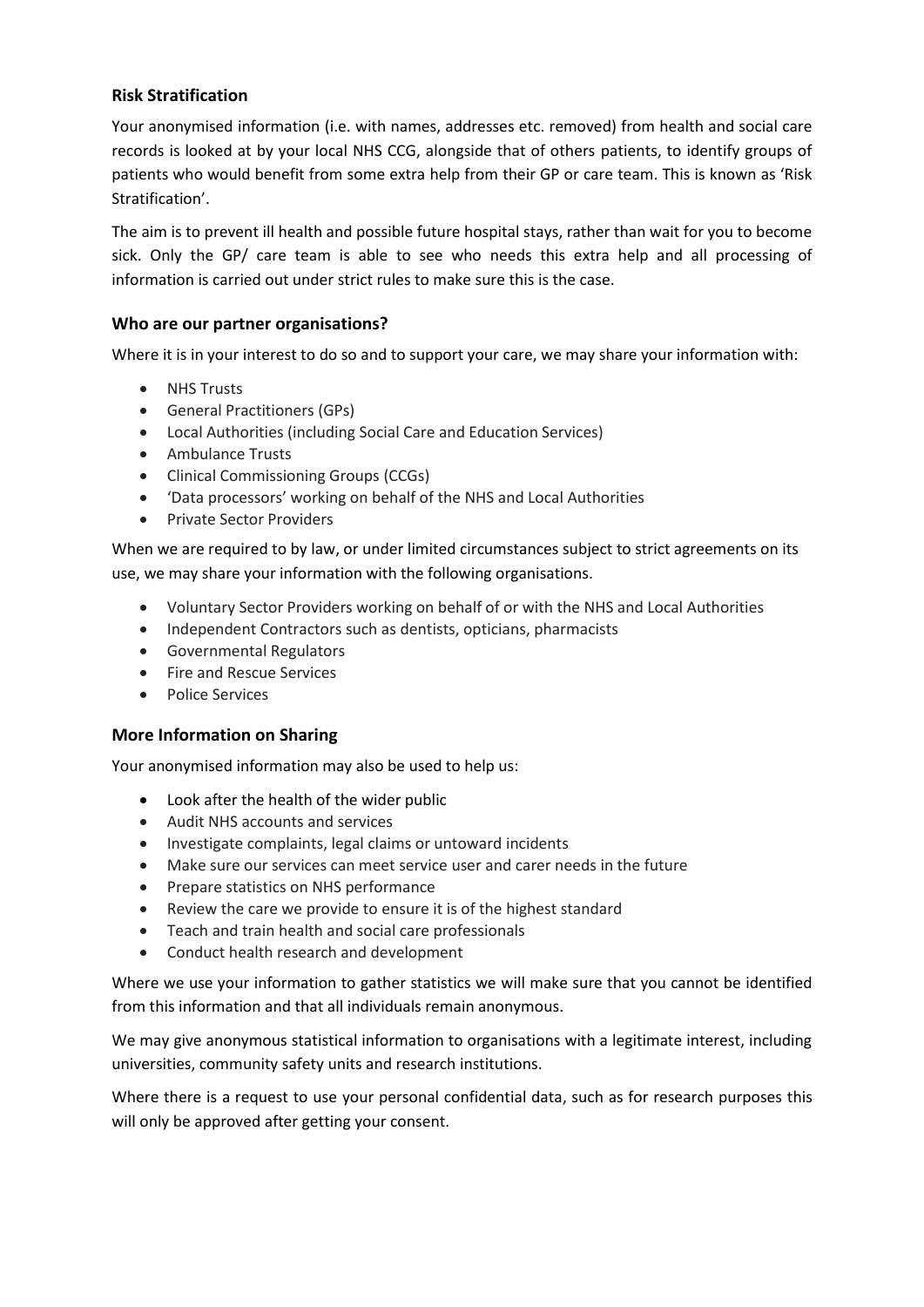## Risk Stratification

Your anonymised information (i.e. with names, addresses etc. removed) from health and social care records is looked at by your local NHS CCG, alongside that of others patients, to identify groups of patients who would benefit from some extra help from their GP or care team. This is known as 'Risk Stratification'.

The aim is to prevent ill health and possible future hospital stays, rather than wait for you to become sick. Only the GP/ care team is able to see who needs this extra help and all processing of information is carried out under strict rules to make sure this is the case.

## Who are our partner organisations?

Where it is in your interest to do so and to support your care, we may share your information with:

- NHS Trusts
- General Practitioners (GPs)
- Local Authorities (including Social Care and Education Services)
- Ambulance Trusts
- Clinical Commissioning Groups (CCGs)
- 'Data processors' working on behalf of the NHS and Local Authorities
- Private Sector Providers

When we are required to by law, or under limited circumstances subject to strict agreements on its use, we may share your information with the following organisations.

- Voluntary Sector Providers working on behalf of or with the NHS and Local Authorities
- Independent Contractors such as dentists, opticians, pharmacists
- Governmental Regulators
- Fire and Rescue Services
- Police Services

## More Information on Sharing

Your anonymised information may also be used to help us:

- Look after the health of the wider public
- Audit NHS accounts and services
- Investigate complaints, legal claims or untoward incidents
- Make sure our services can meet service user and carer needs in the future
- Prepare statistics on NHS performance
- Review the care we provide to ensure it is of the highest standard
- Teach and train health and social care professionals
- Conduct health research and development

Where we use your information to gather statistics we will make sure that you cannot be identified from this information and that all individuals remain anonymous.

We may give anonymous statistical information to organisations with a legitimate interest, including universities, community safety units and research institutions.

Where there is a request to use your personal confidential data, such as for research purposes this will only be approved after getting your consent.